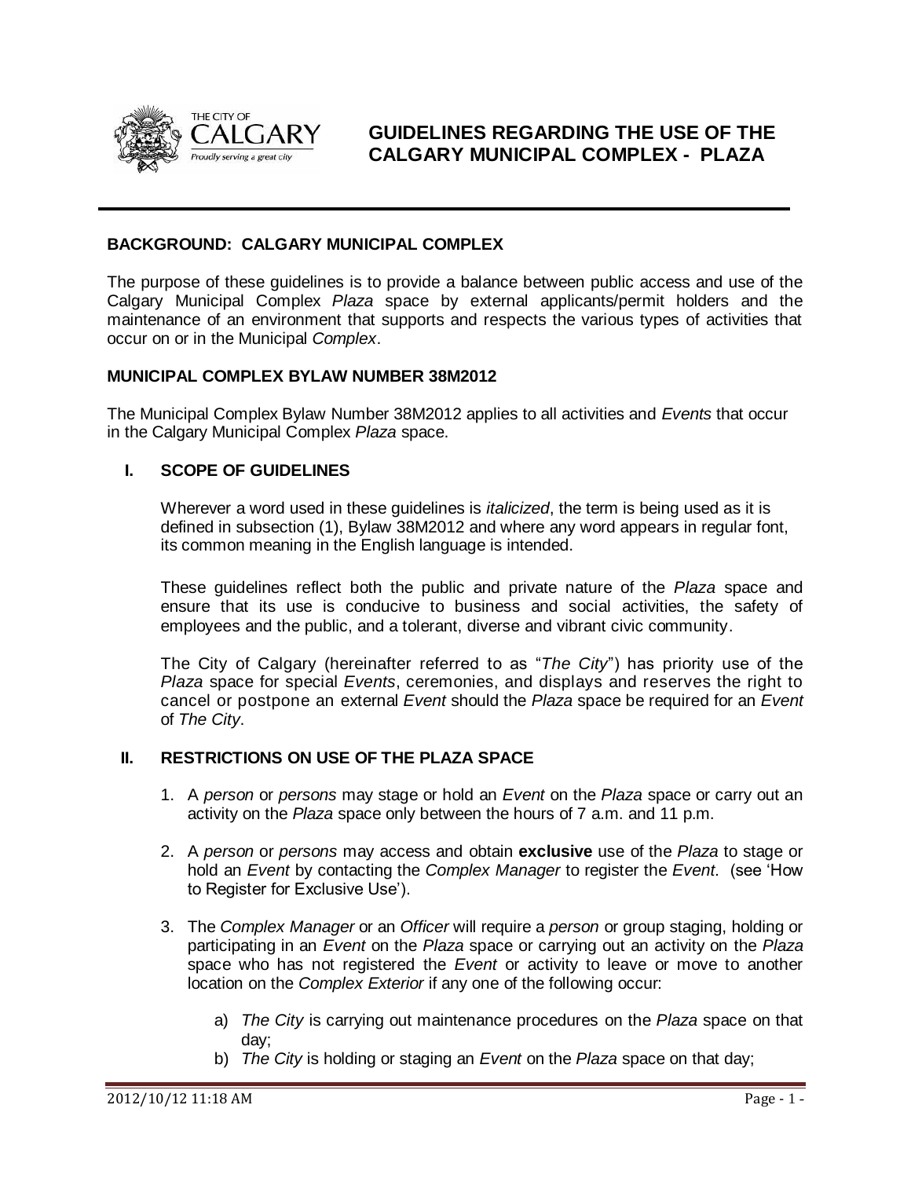# GUIDELINES REGARDING THE USE OF THE CALGARY MUNICIPAL COMPLEX - PLAZA

## BACKGROUND: CALGARY MUNICIPAL COMPLEX

The purpose of these guidelines is to provide a balance between public access and use of the Calgary Municipal Complex *Plaza* space by external applicants/permit holders and the maintenance of an environment that supports and respects the various types of activities that occur on or in the Municipal *Complex*.

## MUNICIPAL COMPLEX BYLAW NUMBER 38M2012

The Municipal Complex Bylaw Number 38M2012 applies to all activities and *Events* that occur in the Calgary Municipal Complex *Plaza* space.

### I. SCOPE OF GUIDELINES

Wherever a word used in these guidelines is *italicized*, the term is being used as it is defined in subsection (1), Bylaw 38M2012 and where any word appears in regular font, its common meaning in the English language is intended.

These guidelines reflect both the public and private nature of the *Plaza* space and ensure that its use is conducive to business and social activities, the safety of employees and the public, and a tolerant, diverse and vibrant civic community.

The City of Calgary (hereinafter referred to as "*The City*") has priority use of the *Plaza* space for special *Events*, ceremonies, and displays and reserves the right to cancel or postpone an external *Event* should the *Plaza* space be required for an *Event* of *The City*.

### II. RESTRICTIONS ON USE OF THE PLAZA SPACE

1. A *person* or *persons* may stage or hold an *Event* on the *Plaza* space or carry out an activity on the *Plaza* space only between the hours of 7 a.m. and 11 p.m.

2. A *person* or *persons* may access and obtain **exclusive** use of the *Plaza* to stage or hold an *Event* by contacting the *Complex Manager* to register the *Event*. (see 'How to Register for Exclusive Use').

3. The *Complex Manager* or an *Officer* will require a *person* or group staging, holding or participating in an *Event* on the *Plaza* space or carrying out an activity on the *Plaza* space who has not registered the *Event* or activity to leave or move to another location on the *Complex Exterior* if any one of the following occur:

   a) *The City* is carrying out maintenance procedures on the *Plaza* space on that day;
   b) *The City* is holding or staging an *Event* on the *Plaza* space on that day;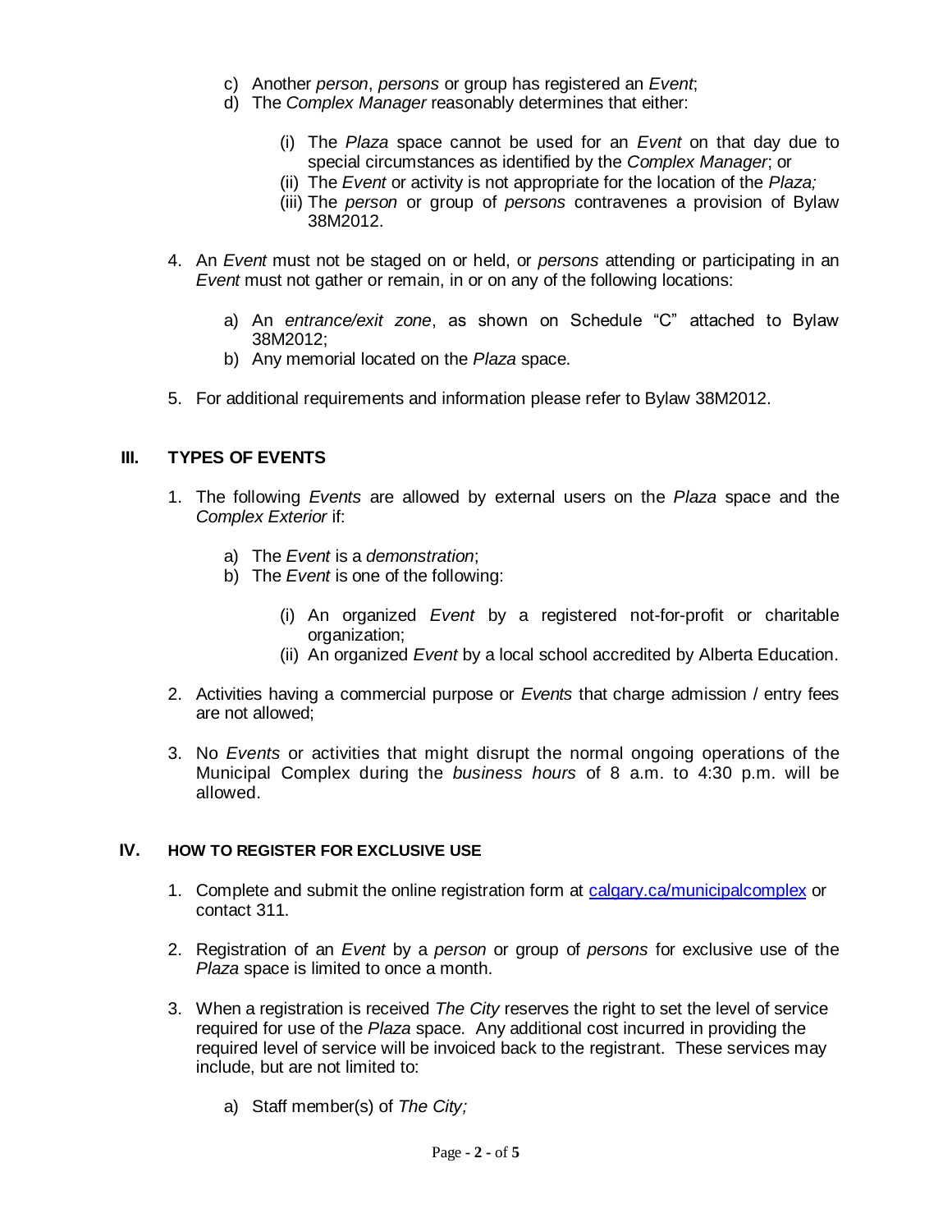c) Another *person*, *persons* or group has registered an *Event*;
d) The *Complex Manager* reasonably determines that either:

    (i) The *Plaza* space cannot be used for an *Event* on that day due to special circumstances as identified by the *Complex Manager*; or
    (ii) The *Event* or activity is not appropriate for the location of the *Plaza;*
    (iii) The *person* or group of *persons* contravenes a provision of Bylaw 38M2012.

4. An *Event* must not be staged on or held, or *persons* attending or participating in an *Event* must not gather or remain, in or on any of the following locations:

    a) An *entrance/exit zone*, as shown on Schedule "C" attached to Bylaw 38M2012;
    b) Any memorial located on the *Plaza* space.

5. For additional requirements and information please refer to Bylaw 38M2012.

## III. TYPES OF EVENTS

1. The following *Events* are allowed by external users on the *Plaza* space and the *Complex Exterior* if:

    a) The *Event* is a *demonstration*;
    b) The *Event* is one of the following:

        (i) An organized *Event* by a registered not-for-profit or charitable organization;
        (ii) An organized *Event* by a local school accredited by Alberta Education.

2. Activities having a commercial purpose or *Events* that charge admission / entry fees are not allowed;

3. No *Events* or activities that might disrupt the normal ongoing operations of the Municipal Complex during the *business hours* of 8 a.m. to 4:30 p.m. will be allowed.

## IV. HOW TO REGISTER FOR EXCLUSIVE USE

1. Complete and submit the online registration form at [calgary.ca/municipalcomplex](calgary.ca/municipalcomplex) or contact 311.

2. Registration of an *Event* by a *person* or group of *persons* for exclusive use of the *Plaza* space is limited to once a month.

3. When a registration is received *The City* reserves the right to set the level of service required for use of the *Plaza* space. Any additional cost incurred in providing the required level of service will be invoiced back to the registrant. These services may include, but are not limited to:

    a) Staff member(s) of *The City;*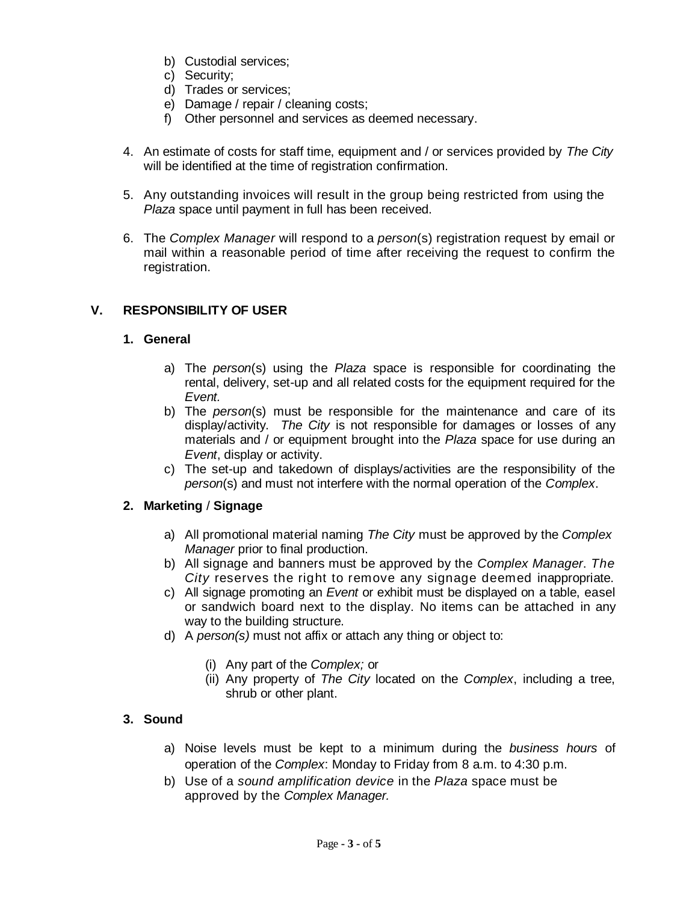b) Custodial services;
c) Security;
d) Trades or services;
e) Damage / repair / cleaning costs;
f) Other personnel and services as deemed necessary.

4. An estimate of costs for staff time, equipment and / or services provided by *The City* will be identified at the time of registration confirmation.

5. Any outstanding invoices will result in the group being restricted from using the *Plaza* space until payment in full has been received.

6. The *Complex Manager* will respond to a *person*(s) registration request by email or mail within a reasonable period of time after receiving the request to confirm the registration.

## V. RESPONSIBILITY OF USER

### 1. General

a) The *person*(s) using the *Plaza* space is responsible for coordinating the rental, delivery, set-up and all related costs for the equipment required for the *Event*.
b) The *person*(s) must be responsible for the maintenance and care of its display/activity. *The City* is not responsible for damages or losses of any materials and / or equipment brought into the *Plaza* space for use during an *Event*, display or activity.
c) The set-up and takedown of displays/activities are the responsibility of the *person*(s) and must not interfere with the normal operation of the *Complex*.

### 2. Marketing / Signage

a) All promotional material naming *The City* must be approved by the *Complex Manager* prior to final production.
b) All signage and banners must be approved by the *Complex Manager*. *The City* reserves the right to remove any signage deemed inappropriate.
c) All signage promoting an *Event* or exhibit must be displayed on a table, easel or sandwich board next to the display. No items can be attached in any way to the building structure.
d) A *person(s)* must not affix or attach any thing or object to:

    (i) Any part of the *Complex;* or
    (ii) Any property of *The City* located on the *Complex*, including a tree, shrub or other plant.

### 3. Sound

a) Noise levels must be kept to a minimum during the *business hours* of operation of the *Complex*: Monday to Friday from 8 a.m. to 4:30 p.m.
b) Use of a *sound amplification device* in the *Plaza* space must be approved by the *Complex Manager.*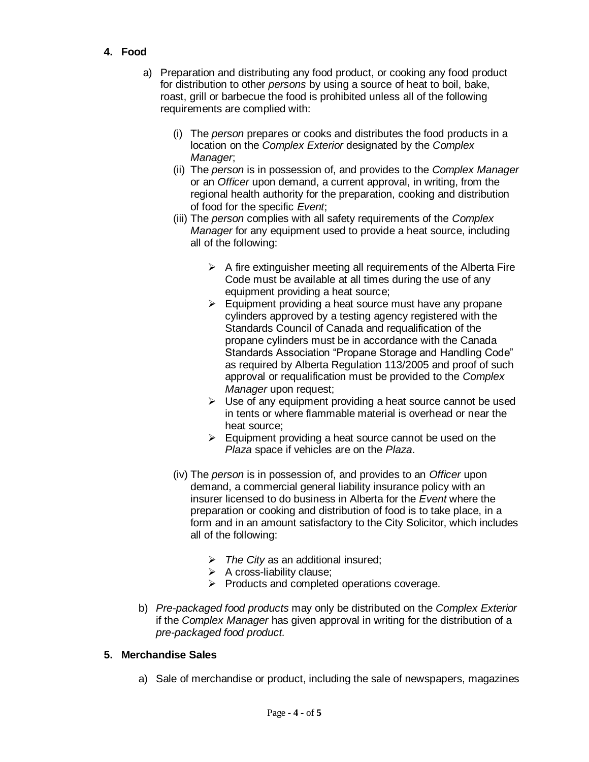## 4. Food

a) Preparation and distributing any food product, or cooking any food product for distribution to other *persons* by using a source of heat to boil, bake, roast, grill or barbecue the food is prohibited unless all of the following requirements are complied with:

   (i) The *person* prepares or cooks and distributes the food products in a location on the *Complex Exterior* designated by the *Complex Manager*;

   (ii) The *person* is in possession of, and provides to the *Complex Manager* or an *Officer* upon demand, a current approval, in writing, from the regional health authority for the preparation, cooking and distribution of food for the specific *Event*;

   (iii) The *person* complies with all safety requirements of the *Complex Manager* for any equipment used to provide a heat source, including all of the following:

   - A fire extinguisher meeting all requirements of the Alberta Fire Code must be available at all times during the use of any equipment providing a heat source;
   - Equipment providing a heat source must have any propane cylinders approved by a testing agency registered with the Standards Council of Canada and requalification of the propane cylinders must be in accordance with the Canada Standards Association "Propane Storage and Handling Code" as required by Alberta Regulation 113/2005 and proof of such approval or requalification must be provided to the *Complex Manager* upon request;
   - Use of any equipment providing a heat source cannot be used in tents or where flammable material is overhead or near the heat source;
   - Equipment providing a heat source cannot be used on the *Plaza* space if vehicles are on the *Plaza*.

   (iv) The *person* is in possession of, and provides to an *Officer* upon demand, a commercial general liability insurance policy with an insurer licensed to do business in Alberta for the *Event* where the preparation or cooking and distribution of food is to take place, in a form and in an amount satisfactory to the City Solicitor, which includes all of the following:

   - *The City* as an additional insured;
   - A cross-liability clause;
   - Products and completed operations coverage.

b) *Pre-packaged food products* may only be distributed on the *Complex Exterior* if the *Complex Manager* has given approval in writing for the distribution of a *pre-packaged food product.*

## 5. Merchandise Sales

a) Sale of merchandise or product, including the sale of newspapers, magazines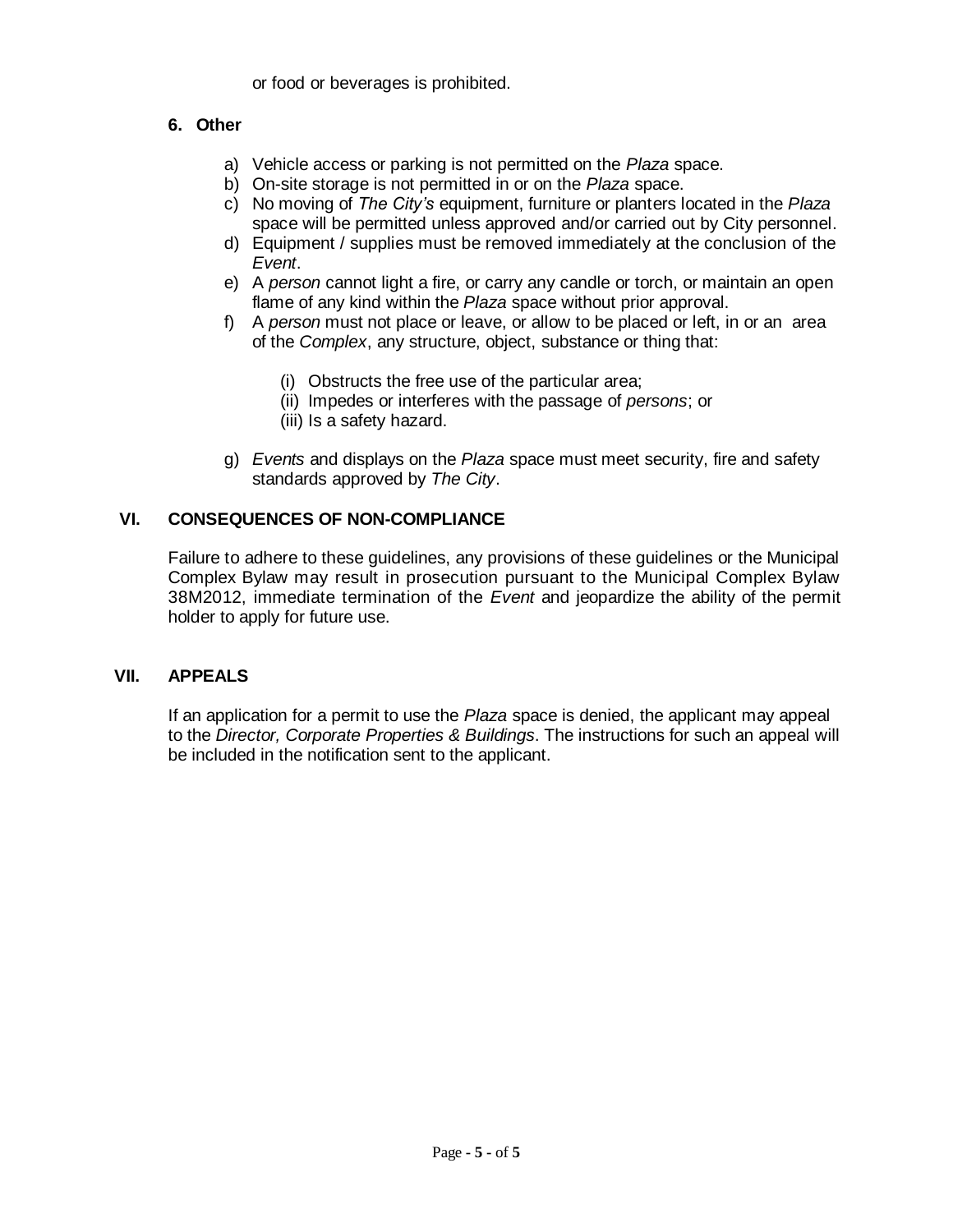or food or beverages is prohibited.

### 6. Other

a) Vehicle access or parking is not permitted on the *Plaza* space.
b) On-site storage is not permitted in or on the *Plaza* space.
c) No moving of *The City's* equipment, furniture or planters located in the *Plaza* space will be permitted unless approved and/or carried out by City personnel.
d) Equipment / supplies must be removed immediately at the conclusion of the *Event*.
e) A *person* cannot light a fire, or carry any candle or torch, or maintain an open flame of any kind within the *Plaza* space without prior approval.
f) A *person* must not place or leave, or allow to be placed or left, in or an area of the *Complex*, any structure, object, substance or thing that:

   (i) Obstructs the free use of the particular area;
   (ii) Impedes or interferes with the passage of *persons*; or
   (iii) Is a safety hazard.

g) *Events* and displays on the *Plaza* space must meet security, fire and safety standards approved by *The City*.

## VI. CONSEQUENCES OF NON-COMPLIANCE

Failure to adhere to these guidelines, any provisions of these guidelines or the Municipal Complex Bylaw may result in prosecution pursuant to the Municipal Complex Bylaw 38M2012, immediate termination of the *Event* and jeopardize the ability of the permit holder to apply for future use.

## VII. APPEALS

If an application for a permit to use the *Plaza* space is denied, the applicant may appeal to the *Director, Corporate Properties & Buildings*. The instructions for such an appeal will be included in the notification sent to the applicant.